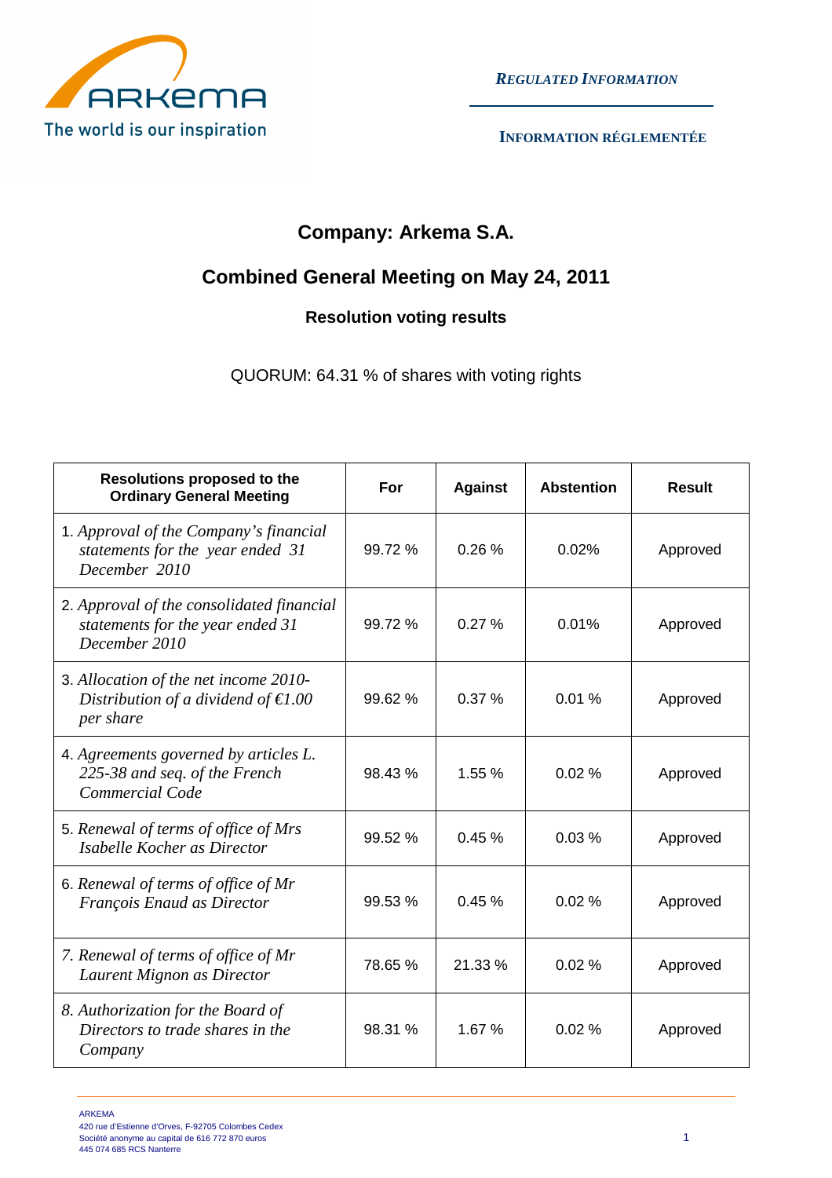ARKEMA

The world is our inspiration

***REGULATED INFORMATION***

**INFORMATION RÉGLEMENTÉE**

# Company: Arkema S.A.

## Combined General Meeting on May 24, 2011

### Resolution voting results

QUORUM: 64.31 % of shares with voting rights

| Resolutions proposed to the Ordinary General Meeting | For | Against | Abstention | Result |
|---|---|---|---|---|
| 1. *Approval of the Company's financial statements for the year ended 31 December 2010* | 99.72 % | 0.26 % | 0.02% | Approved |
| 2. *Approval of the consolidated financial statements for the year ended 31 December 2010* | 99.72 % | 0.27 % | 0.01% | Approved |
| 3. *Allocation of the net income 2010- Distribution of a dividend of €1.00 per share* | 99.62 % | 0.37 % | 0.01 % | Approved |
| 4. *Agreements governed by articles L. 225-38 and seq. of the French Commercial Code* | 98.43 % | 1.55 % | 0.02 % | Approved |
| 5. *Renewal of terms of office of Mrs Isabelle Kocher as Director* | 99.52 % | 0.45 % | 0.03 % | Approved |
| 6. *Renewal of terms of office of Mr François Enaud as Director* | 99.53 % | 0.45 % | 0.02 % | Approved |
| *7. Renewal of terms of office of Mr Laurent Mignon as Director* | 78.65 % | 21.33 % | 0.02 % | Approved |
| *8. Authorization for the Board of Directors to trade shares in the Company* | 98.31 % | 1.67 % | 0.02 % | Approved |

ARKEMA
420 rue d'Estienne d'Orves, F-92705 Colombes Cedex
Société anonyme au capital de 616 772 870 euros
445 074 685 RCS Nanterre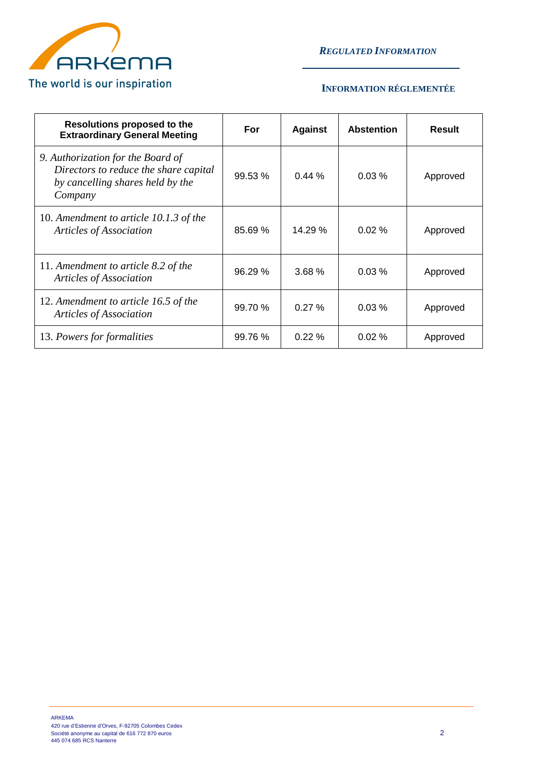| Resolutions proposed to the Extraordinary General Meeting | For | Against | Abstention | Result |
|---|---|---|---|---|
| 9. *Authorization for the Board of Directors to reduce the share capital by cancelling shares held by the Company* | 99.53 % | 0.44 % | 0.03 % | Approved |
| 10. *Amendment to article 10.1.3 of the Articles of Association* | 85.69 % | 14.29 % | 0.02 % | Approved |
| 11. *Amendment to article 8.2 of the Articles of Association* | 96.29 % | 3.68 % | 0.03 % | Approved |
| 12. *Amendment to article 16.5 of the Articles of Association* | 99.70 % | 0.27 % | 0.03 % | Approved |
| 13. *Powers for formalities* | 99.76 % | 0.22 % | 0.02 % | Approved |